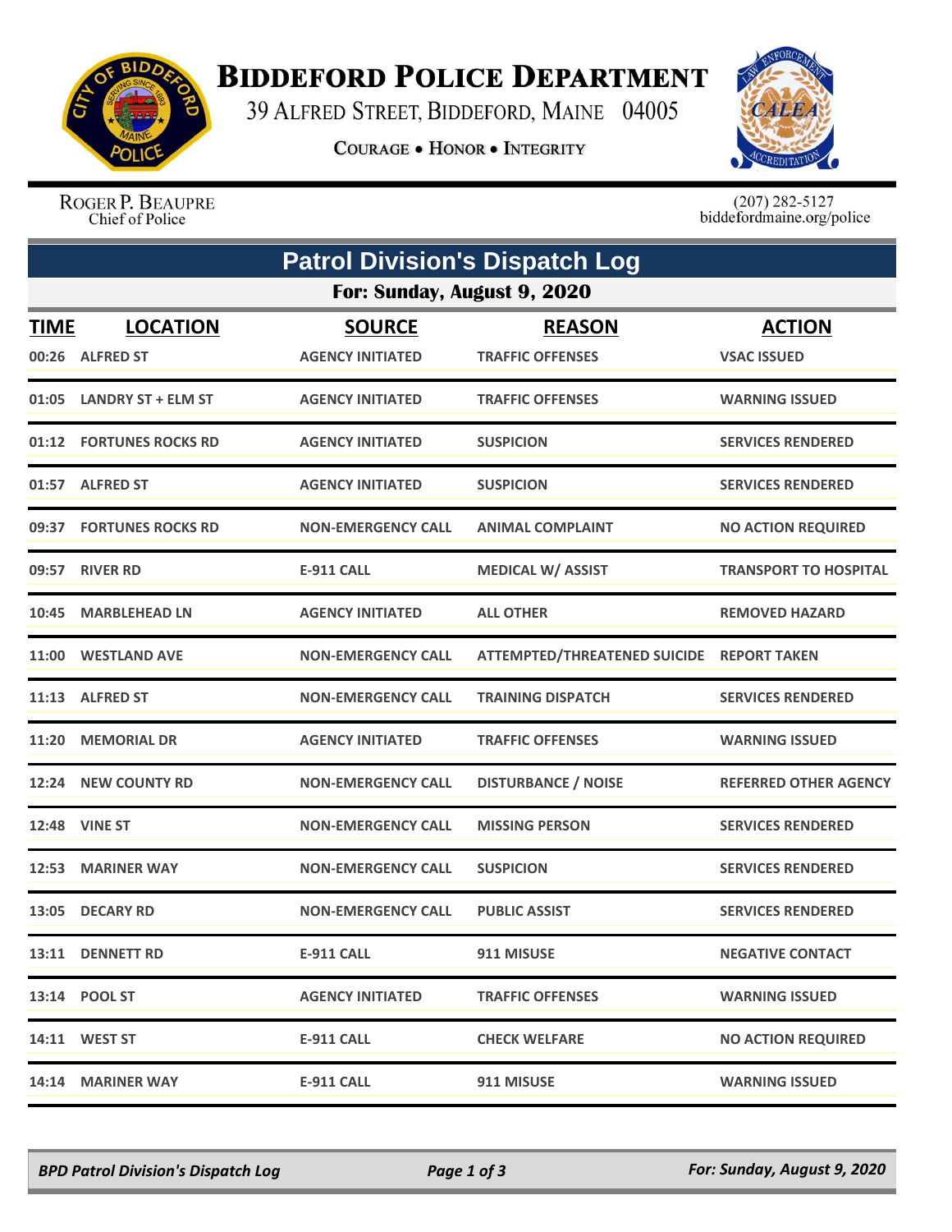# Biddeford Police Department

39 Alfred Street, Biddeford, Maine 04005

Courage • Honor • Integrity

Roger P. Beaupre
Chief of Police

(207) 282-5127
biddefordmaine.org/police

## Patrol Division's Dispatch Log

### For: Sunday, August 9, 2020

| TIME | LOCATION | SOURCE | REASON | ACTION |
|---|---|---|---|---|
| 00:26 | ALFRED ST | AGENCY INITIATED | TRAFFIC OFFENSES | VSAC ISSUED |
| 01:05 | LANDRY ST + ELM ST | AGENCY INITIATED | TRAFFIC OFFENSES | WARNING ISSUED |
| 01:12 | FORTUNES ROCKS RD | AGENCY INITIATED | SUSPICION | SERVICES RENDERED |
| 01:57 | ALFRED ST | AGENCY INITIATED | SUSPICION | SERVICES RENDERED |
| 09:37 | FORTUNES ROCKS RD | NON-EMERGENCY CALL | ANIMAL COMPLAINT | NO ACTION REQUIRED |
| 09:57 | RIVER RD | E-911 CALL | MEDICAL W/ ASSIST | TRANSPORT TO HOSPITAL |
| 10:45 | MARBLEHEAD LN | AGENCY INITIATED | ALL OTHER | REMOVED HAZARD |
| 11:00 | WESTLAND AVE | NON-EMERGENCY CALL | ATTEMPTED/THREATENED SUICIDE | REPORT TAKEN |
| 11:13 | ALFRED ST | NON-EMERGENCY CALL | TRAINING DISPATCH | SERVICES RENDERED |
| 11:20 | MEMORIAL DR | AGENCY INITIATED | TRAFFIC OFFENSES | WARNING ISSUED |
| 12:24 | NEW COUNTY RD | NON-EMERGENCY CALL | DISTURBANCE / NOISE | REFERRED OTHER AGENCY |
| 12:48 | VINE ST | NON-EMERGENCY CALL | MISSING PERSON | SERVICES RENDERED |
| 12:53 | MARINER WAY | NON-EMERGENCY CALL | SUSPICION | SERVICES RENDERED |
| 13:05 | DECARY RD | NON-EMERGENCY CALL | PUBLIC ASSIST | SERVICES RENDERED |
| 13:11 | DENNETT RD | E-911 CALL | 911 MISUSE | NEGATIVE CONTACT |
| 13:14 | POOL ST | AGENCY INITIATED | TRAFFIC OFFENSES | WARNING ISSUED |
| 14:11 | WEST ST | E-911 CALL | CHECK WELFARE | NO ACTION REQUIRED |
| 14:14 | MARINER WAY | E-911 CALL | 911 MISUSE | WARNING ISSUED |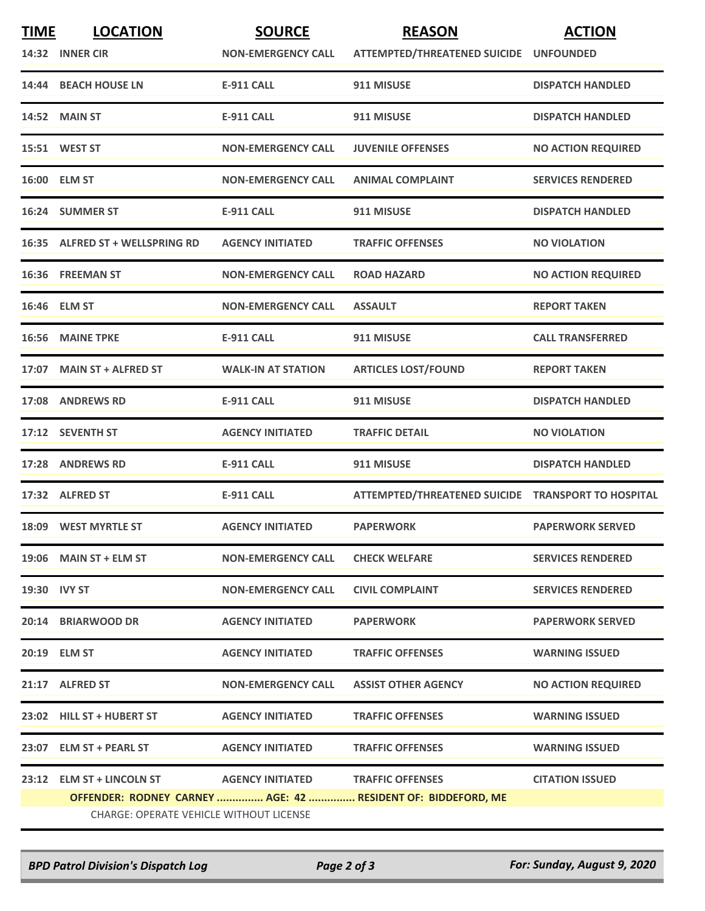| TIME | LOCATION | SOURCE | REASON | ACTION |
|---|---|---|---|---|
| 14:32 | INNER CIR | NON-EMERGENCY CALL | ATTEMPTED/THREATENED SUICIDE | UNFOUNDED |
| 14:44 | BEACH HOUSE LN | E-911 CALL | 911 MISUSE | DISPATCH HANDLED |
| 14:52 | MAIN ST | E-911 CALL | 911 MISUSE | DISPATCH HANDLED |
| 15:51 | WEST ST | NON-EMERGENCY CALL | JUVENILE OFFENSES | NO ACTION REQUIRED |
| 16:00 | ELM ST | NON-EMERGENCY CALL | ANIMAL COMPLAINT | SERVICES RENDERED |
| 16:24 | SUMMER ST | E-911 CALL | 911 MISUSE | DISPATCH HANDLED |
| 16:35 | ALFRED ST + WELLSPRING RD | AGENCY INITIATED | TRAFFIC OFFENSES | NO VIOLATION |
| 16:36 | FREEMAN ST | NON-EMERGENCY CALL | ROAD HAZARD | NO ACTION REQUIRED |
| 16:46 | ELM ST | NON-EMERGENCY CALL | ASSAULT | REPORT TAKEN |
| 16:56 | MAINE TPKE | E-911 CALL | 911 MISUSE | CALL TRANSFERRED |
| 17:07 | MAIN ST + ALFRED ST | WALK-IN AT STATION | ARTICLES LOST/FOUND | REPORT TAKEN |
| 17:08 | ANDREWS RD | E-911 CALL | 911 MISUSE | DISPATCH HANDLED |
| 17:12 | SEVENTH ST | AGENCY INITIATED | TRAFFIC DETAIL | NO VIOLATION |
| 17:28 | ANDREWS RD | E-911 CALL | 911 MISUSE | DISPATCH HANDLED |
| 17:32 | ALFRED ST | E-911 CALL | ATTEMPTED/THREATENED SUICIDE | TRANSPORT TO HOSPITAL |
| 18:09 | WEST MYRTLE ST | AGENCY INITIATED | PAPERWORK | PAPERWORK SERVED |
| 19:06 | MAIN ST + ELM ST | NON-EMERGENCY CALL | CHECK WELFARE | SERVICES RENDERED |
| 19:30 | IVY ST | NON-EMERGENCY CALL | CIVIL COMPLAINT | SERVICES RENDERED |
| 20:14 | BRIARWOOD DR | AGENCY INITIATED | PAPERWORK | PAPERWORK SERVED |
| 20:19 | ELM ST | AGENCY INITIATED | TRAFFIC OFFENSES | WARNING ISSUED |
| 21:17 | ALFRED ST | NON-EMERGENCY CALL | ASSIST OTHER AGENCY | NO ACTION REQUIRED |
| 23:02 | HILL ST + HUBERT ST | AGENCY INITIATED | TRAFFIC OFFENSES | WARNING ISSUED |
| 23:07 | ELM ST + PEARL ST | AGENCY INITIATED | TRAFFIC OFFENSES | WARNING ISSUED |
| 23:12 | ELM ST + LINCOLN ST | AGENCY INITIATED | TRAFFIC OFFENSES | CITATION ISSUED |

**OFFENDER: RODNEY CARNEY ............... AGE: 42 ............... RESIDENT OF: BIDDEFORD, ME**

CHARGE: OPERATE VEHICLE WITHOUT LICENSE

*BPD Patrol Division's Dispatch Log* — *For: Sunday, August 9, 2020*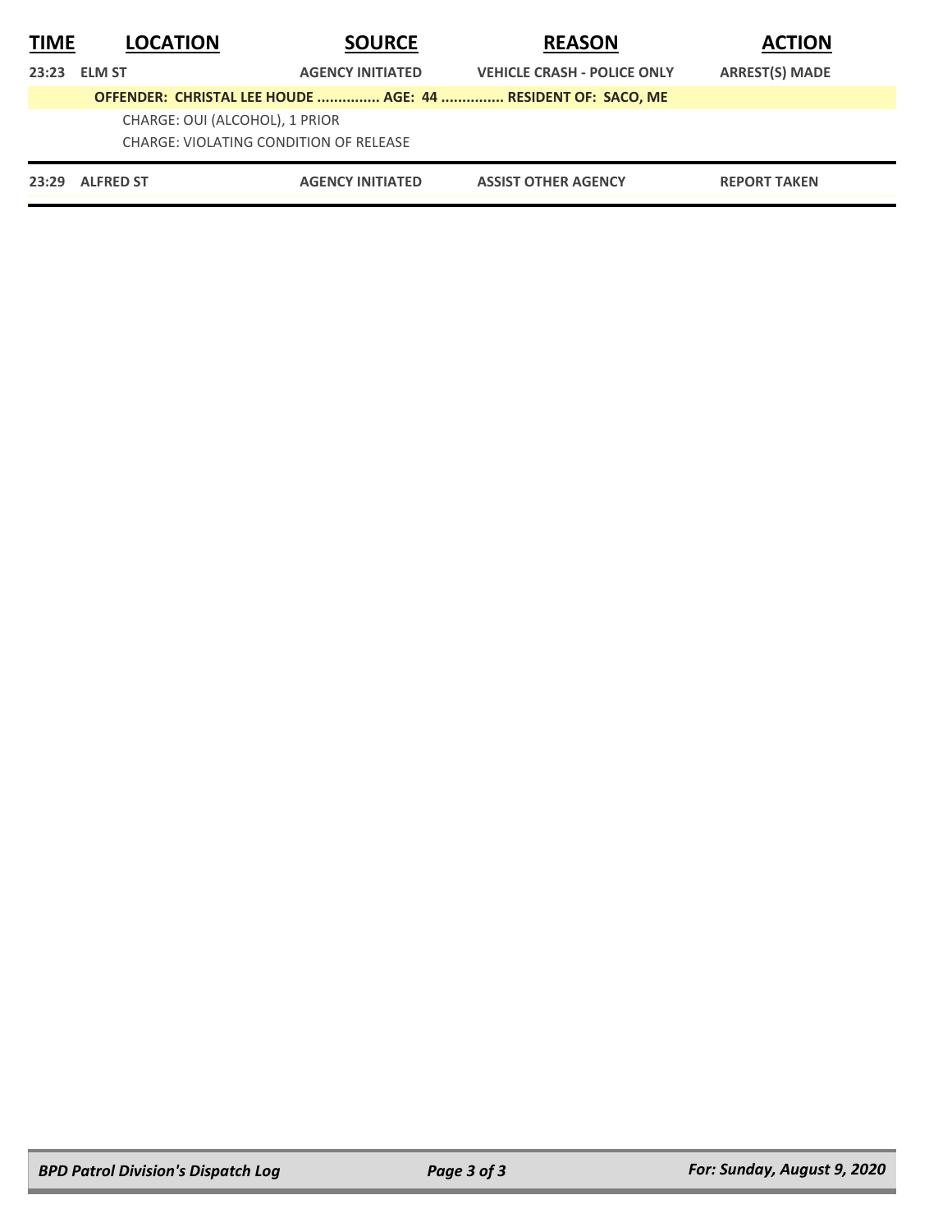| TIME | LOCATION | SOURCE | REASON | ACTION |
| --- | --- | --- | --- | --- |
| 23:23 | ELM ST | AGENCY INITIATED | VEHICLE CRASH - POLICE ONLY | ARREST(S) MADE |
| | **OFFENDER: CHRISTAL LEE HOUDE ............... AGE: 44 ............... RESIDENT OF: SACO, ME** | | | |
| | CHARGE: OUI (ALCOHOL), 1 PRIOR | | | |
| | CHARGE: VIOLATING CONDITION OF RELEASE | | | |
| 23:29 | ALFRED ST | AGENCY INITIATED | ASSIST OTHER AGENCY | REPORT TAKEN |